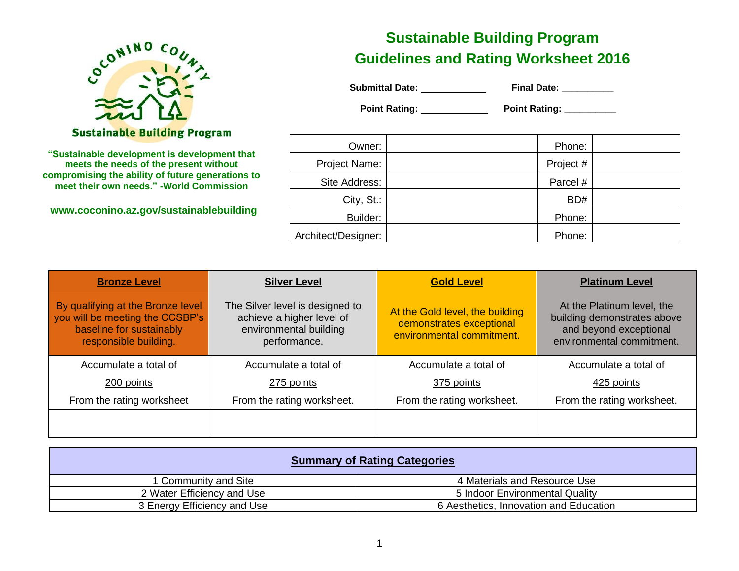COCONINO COUNTY

Sustainable Building Program

**"Sustainable development is development that meets the needs of the present without compromising the ability of future generations to meet their own needs." -World Commission**

**www.coconino.az.gov/sustainablebuilding**

# Sustainable Building Program
# Guidelines and Rating Worksheet 2016

**Submittal Date:** ____________ **Final Date:** __________

**Point Rating:** ____________ **Point Rating:** __________

| | | | |
|---|---|---|---|
| Owner: | | Phone: | |
| Project Name: | | Project # | |
| Site Address: | | Parcel # | |
| City, St.: | | BD# | |
| Builder: | | Phone: | |
| Architect/Designer: | | Phone: | |

| **Bronze Level** | **Silver Level** | **Gold Level** | **Platinum Level** |
|---|---|---|---|
| By qualifying at the Bronze level you will be meeting the CCSBP's baseline for sustainably responsible building. | The Silver level is designed to achieve a higher level of environmental building performance. | At the Gold level, the building demonstrates exceptional environmental commitment. | At the Platinum level, the building demonstrates above and beyond exceptional environmental commitment. |
| Accumulate a total of 200 points From the rating worksheet | Accumulate a total of 275 points From the rating worksheet. | Accumulate a total of 375 points From the rating worksheet. | Accumulate a total of 425 points From the rating worksheet. |
| | | | |

| **Summary of Rating Categories** | |
|---|---|
| 1 Community and Site | 4 Materials and Resource Use |
| 2 Water Efficiency and Use | 5 Indoor Environmental Quality |
| 3 Energy Efficiency and Use | 6 Aesthetics, Innovation and Education |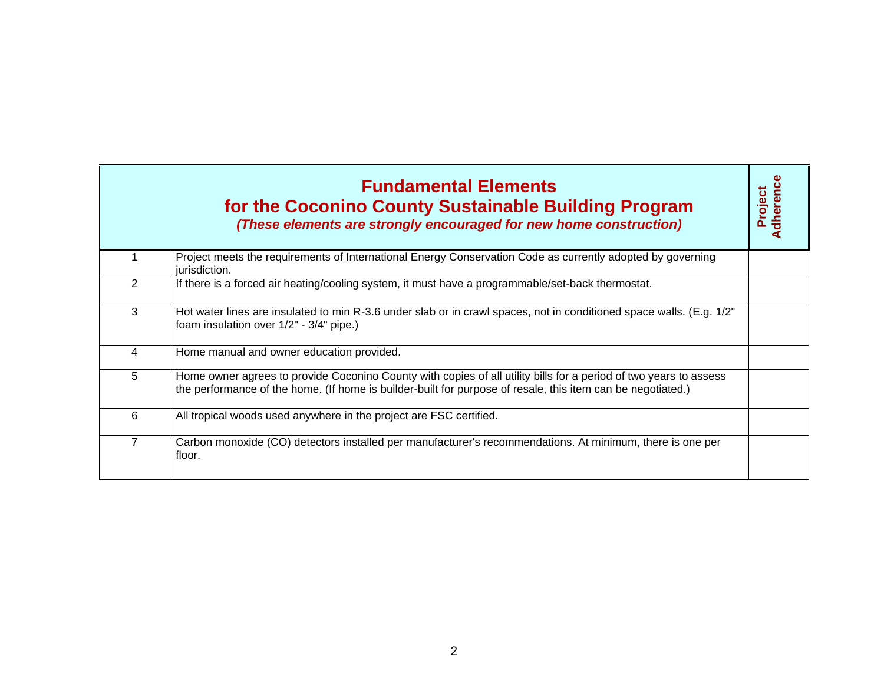| Fundamental Elements<br>for the Coconino County Sustainable Building Program<br>*(These elements are strongly encouraged for new home construction)* | | Project Adherence |
|---|---|---|
| 1 | Project meets the requirements of International Energy Conservation Code as currently adopted by governing jurisdiction. | |
| 2 | If there is a forced air heating/cooling system, it must have a programmable/set-back thermostat. | |
| 3 | Hot water lines are insulated to min R-3.6 under slab or in crawl spaces, not in conditioned space walls. (E.g. 1/2" foam insulation over 1/2" - 3/4" pipe.) | |
| 4 | Home manual and owner education provided. | |
| 5 | Home owner agrees to provide Coconino County with copies of all utility bills for a period of two years to assess the performance of the home. (If home is builder-built for purpose of resale, this item can be negotiated.) | |
| 6 | All tropical woods used anywhere in the project are FSC certified. | |
| 7 | Carbon monoxide (CO) detectors installed per manufacturer's recommendations. At minimum, there is one per floor. | |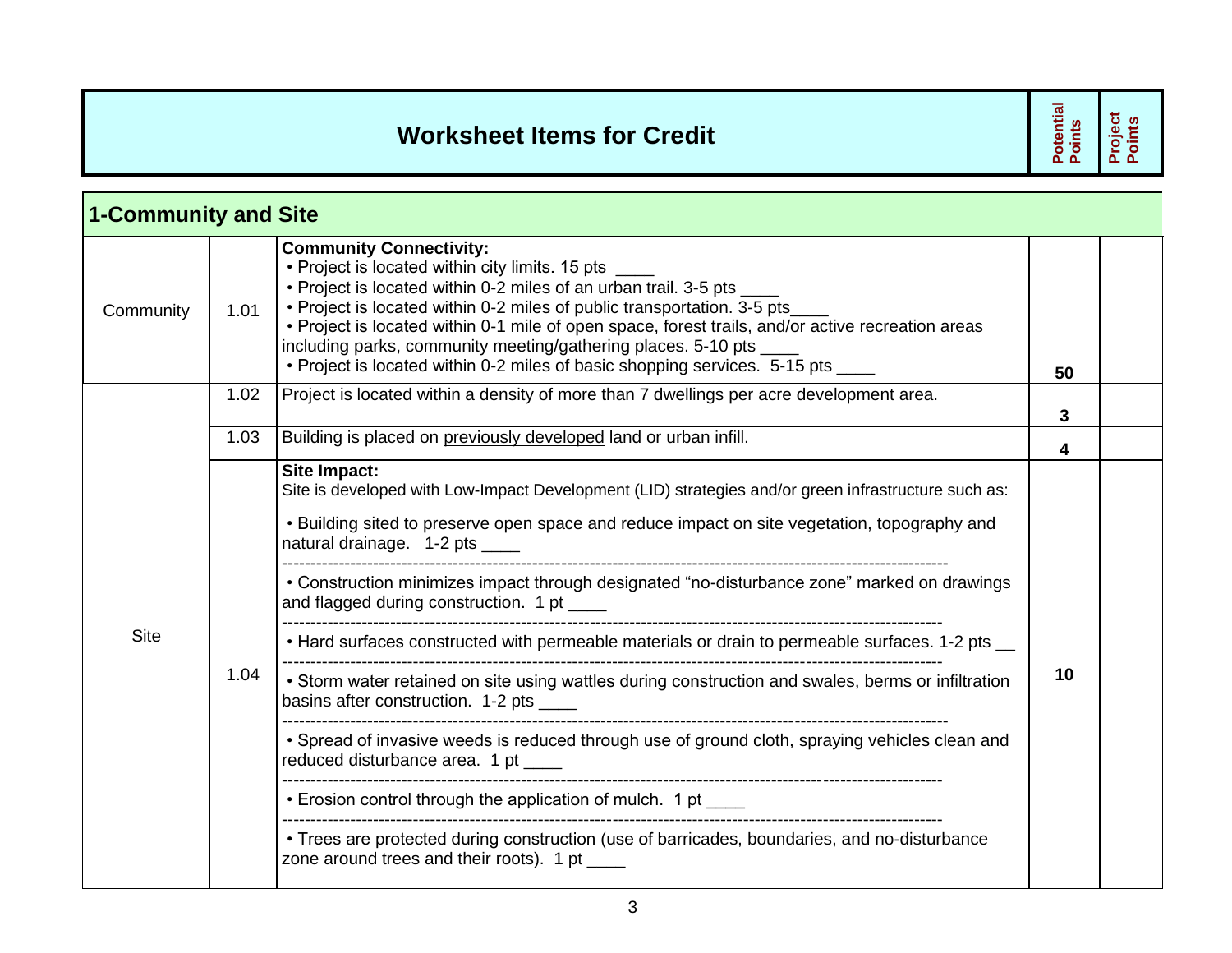| Worksheet Items for Credit | | | Potential Points | Project Points |
|---|---|---|---|---|
| **1-Community and Site** | | | | |
| Community | 1.01 | **Community Connectivity:**<br>• Project is located within city limits. 15 pts ____<br>• Project is located within 0-2 miles of an urban trail. 3-5 pts ____<br>• Project is located within 0-2 miles of public transportation. 3-5 pts____<br>• Project is located within 0-1 mile of open space, forest trails, and/or active recreation areas including parks, community meeting/gathering places. 5-10 pts ____<br>• Project is located within 0-2 miles of basic shopping services. 5-15 pts ____ | **50** | |
| Site | 1.02 | Project is located within a density of more than 7 dwellings per acre development area. | **3** | |
| | 1.03 | Building is placed on previously developed land or urban infill. | **4** | |
| | 1.04 | **Site Impact:**<br>Site is developed with Low-Impact Development (LID) strategies and/or green infrastructure such as:<br>• Building sited to preserve open space and reduce impact on site vegetation, topography and natural drainage. 1-2 pts ____<br>• Construction minimizes impact through designated "no-disturbance zone" marked on drawings and flagged during construction. 1 pt ____<br>• Hard surfaces constructed with permeable materials or drain to permeable surfaces. 1-2 pts __<br>• Storm water retained on site using wattles during construction and swales, berms or infiltration basins after construction. 1-2 pts ____<br>• Spread of invasive weeds is reduced through use of ground cloth, spraying vehicles clean and reduced disturbance area. 1 pt ____<br>• Erosion control through the application of mulch. 1 pt ____<br>• Trees are protected during construction (use of barricades, boundaries, and no-disturbance zone around trees and their roots). 1 pt ____ | **10** | |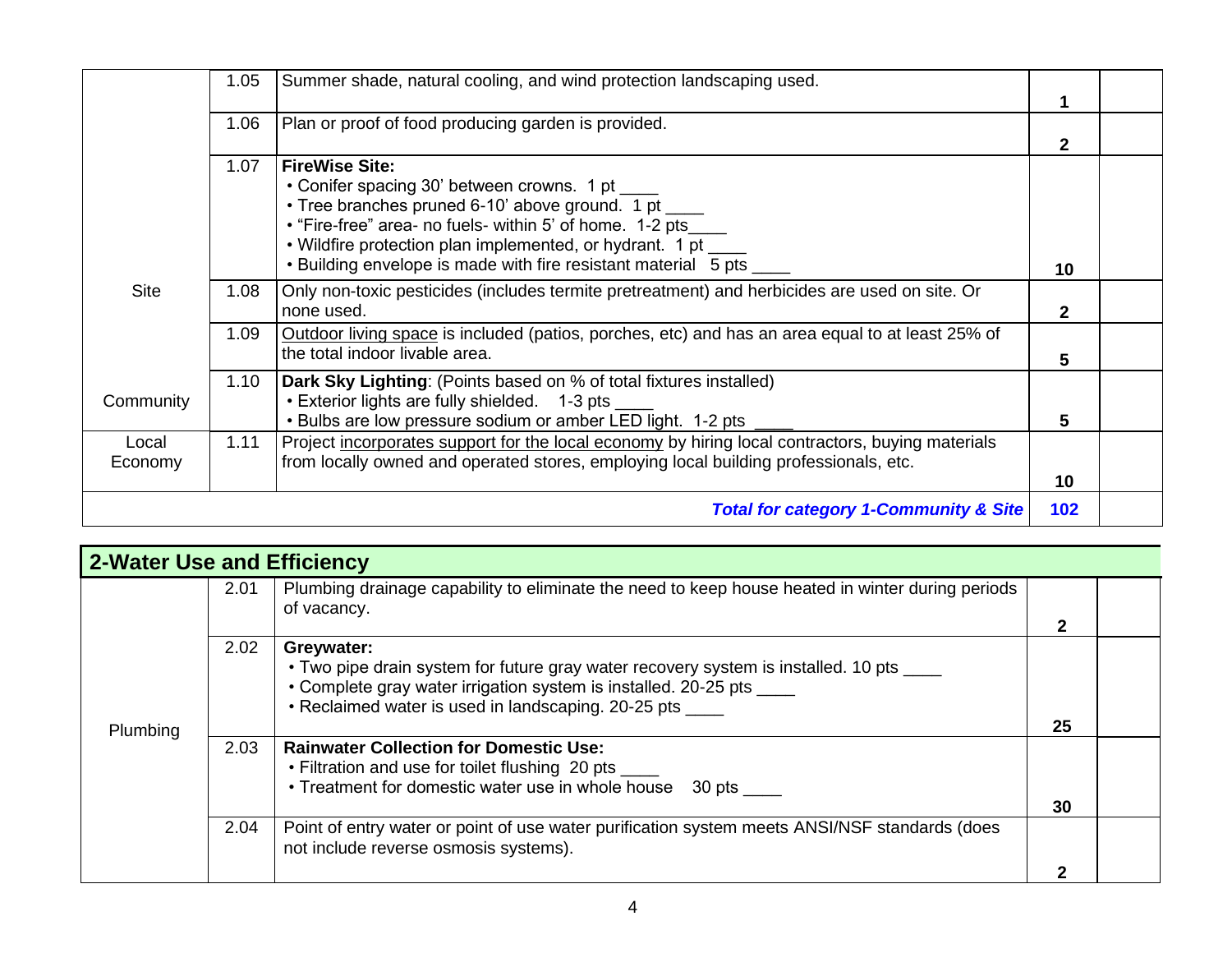| | | | | |
|---|---|---|---|---|
| Site | 1.05 | Summer shade, natural cooling, and wind protection landscaping used. | **1** | |
| | 1.06 | Plan or proof of food producing garden is provided. | **2** | |
| | 1.07 | **FireWise Site:**<br>• Conifer spacing 30' between crowns. 1 pt ____<br>• Tree branches pruned 6-10' above ground. 1 pt ____<br>• "Fire-free" area- no fuels- within 5' of home. 1-2 pts____<br>• Wildfire protection plan implemented, or hydrant. 1 pt ____<br>• Building envelope is made with fire resistant material 5 pts ____ | **10** | |
| | 1.08 | Only non-toxic pesticides (includes termite pretreatment) and herbicides are used on site. Or none used. | **2** | |
| | 1.09 | Outdoor living space is included (patios, porches, etc) and has an area equal to at least 25% of the total indoor livable area. | **5** | |
| Community | 1.10 | **Dark Sky Lighting**: (Points based on % of total fixtures installed)<br>• Exterior lights are fully shielded. 1-3 pts ____<br>• Bulbs are low pressure sodium or amber LED light. 1-2 pts ____ | **5** | |
| Local Economy | 1.11 | Project incorporates support for the local economy by hiring local contractors, buying materials from locally owned and operated stores, employing local building professionals, etc. | **10** | |
| | | ***Total for category 1-Community & Site*** | **102** | |

## 2-Water Use and Efficiency

| | | | | |
|---|---|---|---|---|
| Plumbing | 2.01 | Plumbing drainage capability to eliminate the need to keep house heated in winter during periods of vacancy. | **2** | |
| | 2.02 | **Greywater:**<br>• Two pipe drain system for future gray water recovery system is installed. 10 pts ____<br>• Complete gray water irrigation system is installed. 20-25 pts ____<br>• Reclaimed water is used in landscaping. 20-25 pts ____ | **25** | |
| | 2.03 | **Rainwater Collection for Domestic Use:**<br>• Filtration and use for toilet flushing 20 pts ____<br>• Treatment for domestic water use in whole house 30 pts ____ | **30** | |
| | 2.04 | Point of entry water or point of use water purification system meets ANSI/NSF standards (does not include reverse osmosis systems). | **2** | |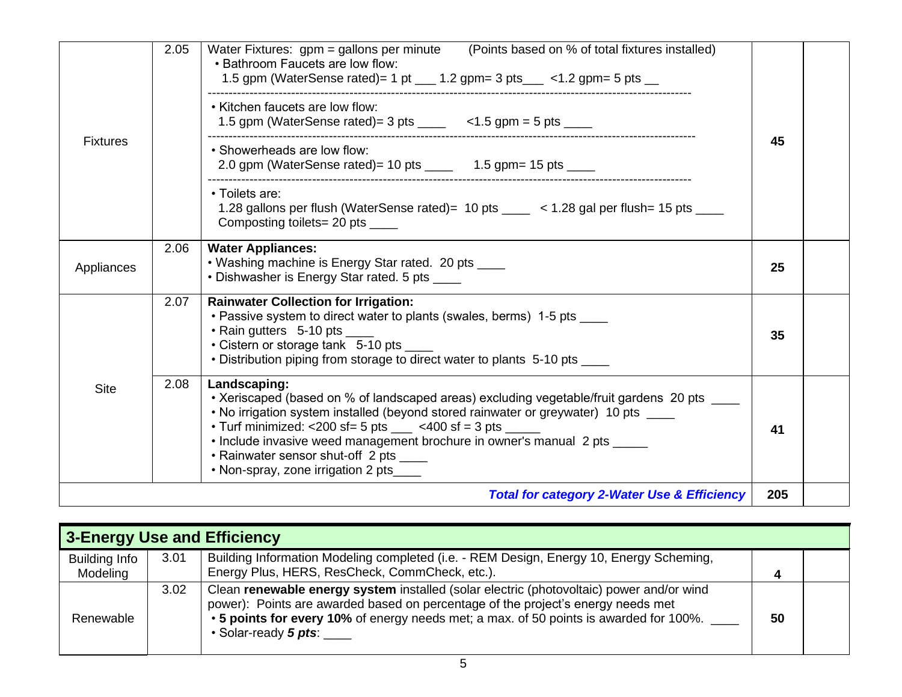| Category | No. | Description | Max Points | |
|---|---|---|---|---|
| Fixtures | 2.05 | Water Fixtures: gpm = gallons per minute (Points based on % of total fixtures installed)<br>• Bathroom Faucets are low flow:<br>1.5 gpm (WaterSense rated)= 1 pt ___ 1.2 gpm= 3 pts___ <1.2 gpm= 5 pts __<br>• Kitchen faucets are low flow:<br>1.5 gpm (WaterSense rated)= 3 pts ____ <1.5 gpm = 5 pts ____<br>• Showerheads are low flow:<br>2.0 gpm (WaterSense rated)= 10 pts ____ 1.5 gpm= 15 pts ____<br>• Toilets are:<br>1.28 gallons per flush (WaterSense rated)= 10 pts ____ < 1.28 gal per flush= 15 pts ____<br>Composting toilets= 20 pts ____ | **45** | |
| Appliances | 2.06 | **Water Appliances:**<br>• Washing machine is Energy Star rated. 20 pts ____<br>• Dishwasher is Energy Star rated. 5 pts ____ | **25** | |
| Site | 2.07 | **Rainwater Collection for Irrigation:**<br>• Passive system to direct water to plants (swales, berms) 1-5 pts ____<br>• Rain gutters 5-10 pts ____<br>• Cistern or storage tank 5-10 pts ____<br>• Distribution piping from storage to direct water to plants 5-10 pts ____ | **35** | |
| | 2.08 | **Landscaping:**<br>• Xeriscaped (based on % of landscaped areas) excluding vegetable/fruit gardens 20 pts ____<br>• No irrigation system installed (beyond stored rainwater or greywater) 10 pts ____<br>• Turf minimized: <200 sf= 5 pts ___ <400 sf = 3 pts _____<br>• Include invasive weed management brochure in owner's manual 2 pts _____<br>• Rainwater sensor shut-off 2 pts ____<br>• Non-spray, zone irrigation 2 pts____ | **41** | |
| | | ***Total for category 2-Water Use & Efficiency*** | **205** | |

## 3-Energy Use and Efficiency

| Category | No. | Description | Max Points | |
|---|---|---|---|---|
| Building Info Modeling | 3.01 | Building Information Modeling completed (i.e. - REM Design, Energy 10, Energy Scheming, Energy Plus, HERS, ResCheck, CommCheck, etc.). | **4** | |
| Renewable | 3.02 | Clean **renewable energy system** installed (solar electric (photovoltaic) power and/or wind power): Points are awarded based on percentage of the project's energy needs met<br>• **5 points for every 10%** of energy needs met; a max. of 50 points is awarded for 100%. ____<br>• Solar-ready ***5 pts***: ____ | **50** | |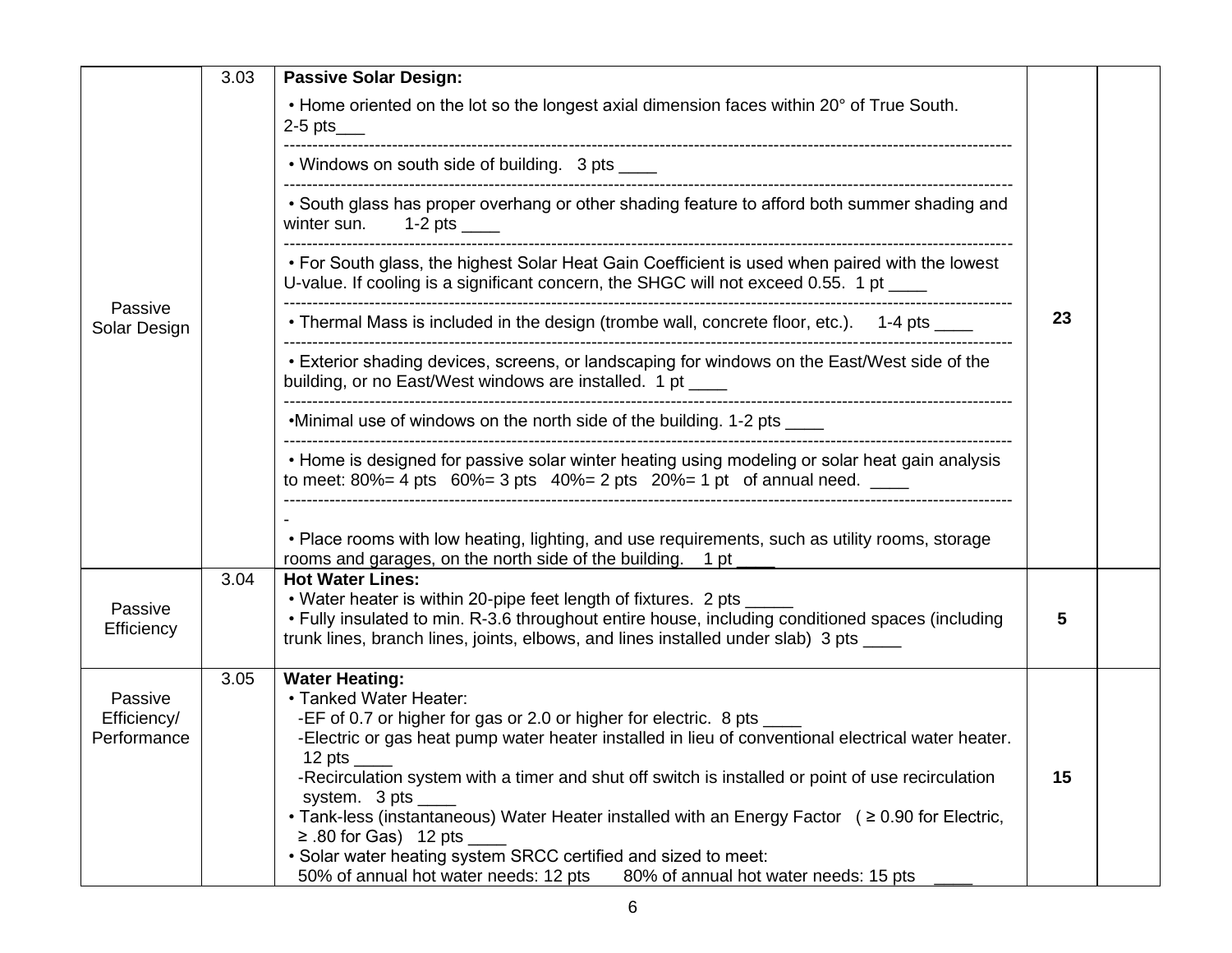| | | | | |
|---|---|---|---|---|
| Passive Solar Design | 3.03 | **Passive Solar Design:**<br>• Home oriented on the lot so the longest axial dimension faces within 20° of True South. 2-5 pts___<br>• Windows on south side of building. 3 pts ____<br>• South glass has proper overhang or other shading feature to afford both summer shading and winter sun. 1-2 pts ____<br>• For South glass, the highest Solar Heat Gain Coefficient is used when paired with the lowest U-value. If cooling is a significant concern, the SHGC will not exceed 0.55. 1 pt ____<br>• Thermal Mass is included in the design (trombe wall, concrete floor, etc.). 1-4 pts ____<br>• Exterior shading devices, screens, or landscaping for windows on the East/West side of the building, or no East/West windows are installed. 1 pt ____<br>•Minimal use of windows on the north side of the building. 1-2 pts ____<br>• Home is designed for passive solar winter heating using modeling or solar heat gain analysis to meet: 80%= 4 pts 60%= 3 pts 40%= 2 pts 20%= 1 pt of annual need. ____<br>• Place rooms with low heating, lighting, and use requirements, such as utility rooms, storage rooms and garages, on the north side of the building. 1 pt ____ | **23** | |
| Passive Efficiency | 3.04 | **Hot Water Lines:**<br>• Water heater is within 20-pipe feet length of fixtures. 2 pts _____<br>• Fully insulated to min. R-3.6 throughout entire house, including conditioned spaces (including trunk lines, branch lines, joints, elbows, and lines installed under slab) 3 pts ____ | **5** | |
| Passive Efficiency/ Performance | 3.05 | **Water Heating:**<br>• Tanked Water Heater:<br>-EF of 0.7 or higher for gas or 2.0 or higher for electric. 8 pts ____<br>-Electric or gas heat pump water heater installed in lieu of conventional electrical water heater. 12 pts ____<br>-Recirculation system with a timer and shut off switch is installed or point of use recirculation system. 3 pts ____<br>• Tank-less (instantaneous) Water Heater installed with an Energy Factor ( ≥ 0.90 for Electric, ≥ .80 for Gas) 12 pts ____<br>• Solar water heating system SRCC certified and sized to meet:<br>50% of annual hot water needs: 12 pts 80% of annual hot water needs: 15 pts ____ | **15** | |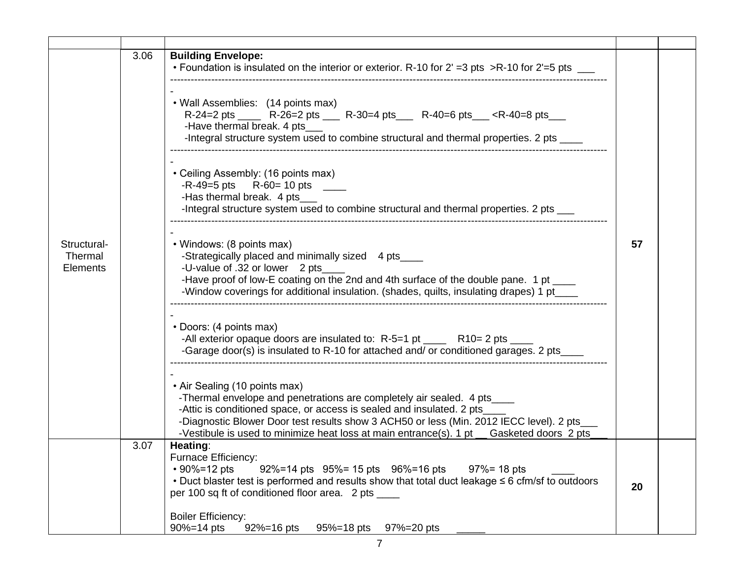| | | | | |
|---|---|---|---|---|
| Structural-Thermal Elements | 3.06 | **Building Envelope:**<br>• Foundation is insulated on the interior or exterior. R-10 for 2' =3 pts >R-10 for 2'=5 pts ___<br>--------------------------------------------------------------------------------------------------------------------------<br>• Wall Assemblies: (14 points max)<br>R-24=2 pts ____ R-26=2 pts ___ R-30=4 pts___ R-40=6 pts___ <R-40=8 pts___<br>-Have thermal break. 4 pts___<br>-Integral structure system used to combine structural and thermal properties. 2 pts ____<br>--------------------------------------------------------------------------------------------------------------------------<br>• Ceiling Assembly: (16 points max)<br>-R-49=5 pts R-60= 10 pts ____<br>-Has thermal break. 4 pts___<br>-Integral structure system used to combine structural and thermal properties. 2 pts ___<br>--------------------------------------------------------------------------------------------------------------------------<br>• Windows: (8 points max)<br>-Strategically placed and minimally sized 4 pts____<br>-U-value of .32 or lower 2 pts____<br>-Have proof of low-E coating on the 2nd and 4th surface of the double pane. 1 pt ____<br>-Window coverings for additional insulation. (shades, quilts, insulating drapes) 1 pt____<br>--------------------------------------------------------------------------------------------------------------------------<br>• Doors: (4 points max)<br>-All exterior opaque doors are insulated to: R-5=1 pt ____ R10= 2 pts ____<br>-Garage door(s) is insulated to R-10 for attached and/ or conditioned garages. 2 pts____<br>--------------------------------------------------------------------------------------------------------------------------<br>• Air Sealing (10 points max)<br>-Thermal envelope and penetrations are completely air sealed. 4 pts____<br>-Attic is conditioned space, or access is sealed and insulated. 2 pts____<br>-Diagnostic Blower Door test results show 3 ACH50 or less (Min. 2012 IECC level). 2 pts___<br>-Vestibule is used to minimize heat loss at main entrance(s). 1 pt __ Gasketed doors 2 pts___ | **57** | |
| | 3.07 | **Heating**:<br>Furnace Efficiency:<br>• 90%=12 pts 92%=14 pts 95%= 15 pts 96%=16 pts 97%= 18 pts ____<br>• Duct blaster test is performed and results show that total duct leakage ≤ 6 cfm/sf to outdoors per 100 sq ft of conditioned floor area. 2 pts ____<br><br>Boiler Efficiency:<br>90%=14 pts 92%=16 pts 95%=18 pts 97%=20 pts _____ | **20** | |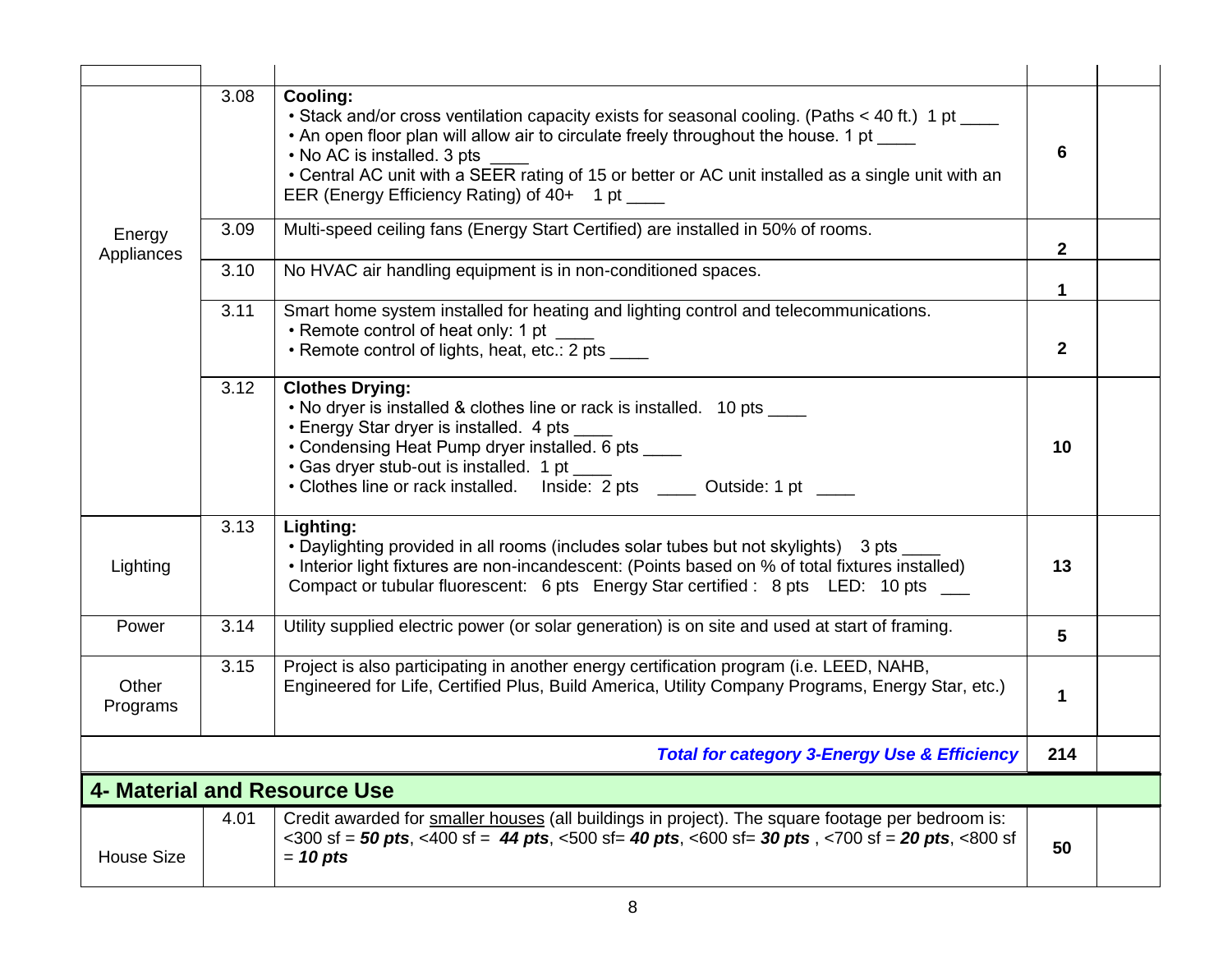| | | | | |
|---|---|---|---|---|
| Energy Appliances | 3.08 | **Cooling:**<br>• Stack and/or cross ventilation capacity exists for seasonal cooling. (Paths < 40 ft.) 1 pt ____<br>• An open floor plan will allow air to circulate freely throughout the house. 1 pt ____<br>• No AC is installed. 3 pts ____<br>• Central AC unit with a SEER rating of 15 or better or AC unit installed as a single unit with an EER (Energy Efficiency Rating) of 40+ 1 pt ____ | **6** | |
| | 3.09 | Multi-speed ceiling fans (Energy Start Certified) are installed in 50% of rooms. | **2** | |
| | 3.10 | No HVAC air handling equipment is in non-conditioned spaces. | **1** | |
| | 3.11 | Smart home system installed for heating and lighting control and telecommunications.<br>• Remote control of heat only: 1 pt ____<br>• Remote control of lights, heat, etc.: 2 pts ____ | **2** | |
| | 3.12 | **Clothes Drying:**<br>• No dryer is installed & clothes line or rack is installed. 10 pts ____<br>• Energy Star dryer is installed. 4 pts ____<br>• Condensing Heat Pump dryer installed. 6 pts ____<br>• Gas dryer stub-out is installed. 1 pt ____<br>• Clothes line or rack installed. Inside: 2 pts ____ Outside: 1 pt ____ | **10** | |
| Lighting | 3.13 | **Lighting:**<br>• Daylighting provided in all rooms (includes solar tubes but not skylights) 3 pts ____<br>• Interior light fixtures are non-incandescent: (Points based on % of total fixtures installed) Compact or tubular fluorescent: 6 pts Energy Star certified : 8 pts LED: 10 pts ___ | **13** | |
| Power | 3.14 | Utility supplied electric power (or solar generation) is on site and used at start of framing. | **5** | |
| Other Programs | 3.15 | Project is also participating in another energy certification program (i.e. LEED, NAHB, Engineered for Life, Certified Plus, Build America, Utility Company Programs, Energy Star, etc.) | **1** | |
| | | ***Total for category 3-Energy Use & Efficiency*** | **214** | |

## 4- Material and Resource Use

| | | | | |
|---|---|---|---|---|
| House Size | 4.01 | Credit awarded for smaller houses (all buildings in project). The square footage per bedroom is: <300 sf = ***50 pts***, <400 sf = ***44 pts***, <500 sf= ***40 pts***, <600 sf= ***30 pts*** , <700 sf = ***20 pts***, <800 sf = ***10 pts*** | **50** | |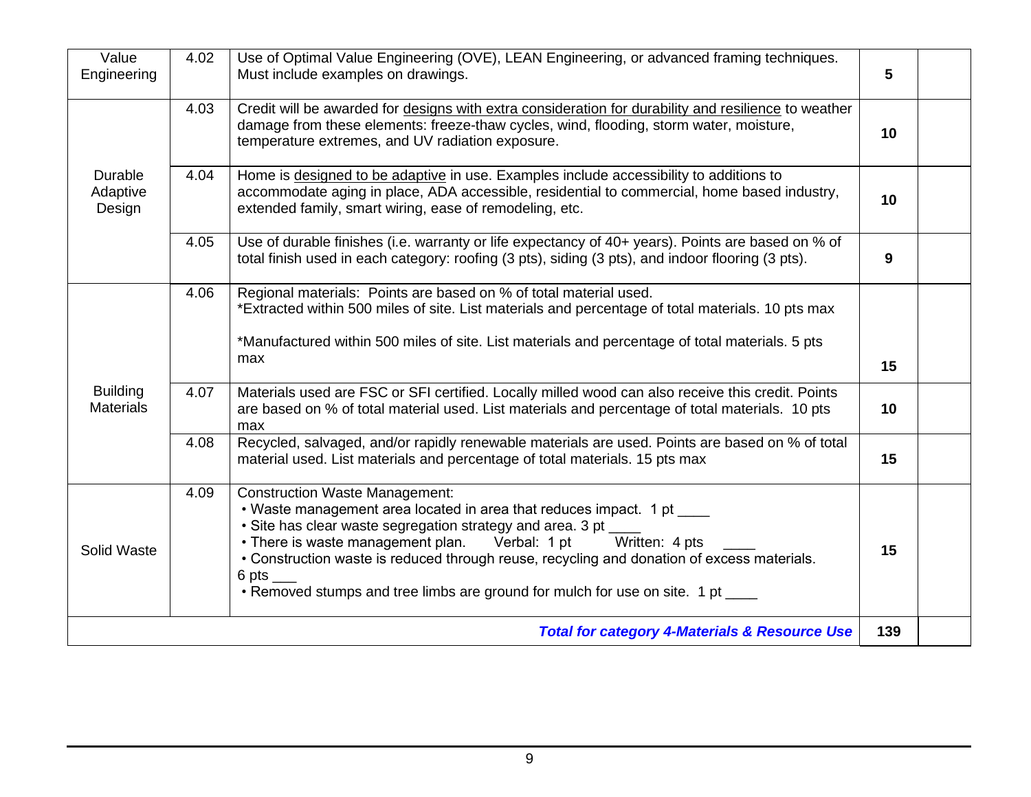| Value Engineering | 4.02 | Use of Optimal Value Engineering (OVE), LEAN Engineering, or advanced framing techniques. Must include examples on drawings. | **5** | |
|---|---|---|---|---|
| Durable Adaptive Design | 4.03 | Credit will be awarded for designs with extra consideration for durability and resilience to weather damage from these elements: freeze-thaw cycles, wind, flooding, storm water, moisture, temperature extremes, and UV radiation exposure. | **10** | |
| | 4.04 | Home is designed to be adaptive in use. Examples include accessibility to additions to accommodate aging in place, ADA accessible, residential to commercial, home based industry, extended family, smart wiring, ease of remodeling, etc. | **10** | |
| | 4.05 | Use of durable finishes (i.e. warranty or life expectancy of 40+ years). Points are based on % of total finish used in each category: roofing (3 pts), siding (3 pts), and indoor flooring (3 pts). | **9** | |
| Building Materials | 4.06 | Regional materials: Points are based on % of total material used.<br>*Extracted within 500 miles of site. List materials and percentage of total materials. 10 pts max<br><br>*Manufactured within 500 miles of site. List materials and percentage of total materials. 5 pts max | **15** | |
| | 4.07 | Materials used are FSC or SFI certified. Locally milled wood can also receive this credit. Points are based on % of total material used. List materials and percentage of total materials. 10 pts max | **10** | |
| | 4.08 | Recycled, salvaged, and/or rapidly renewable materials are used. Points are based on % of total material used. List materials and percentage of total materials. 15 pts max | **15** | |
| Solid Waste | 4.09 | Construction Waste Management:<br>• Waste management area located in area that reduces impact. 1 pt ____<br>• Site has clear waste segregation strategy and area. 3 pt ____<br>• There is waste management plan. Verbal: 1 pt Written: 4 pts ____<br>• Construction waste is reduced through reuse, recycling and donation of excess materials. 6 pts ___<br>• Removed stumps and tree limbs are ground for mulch for use on site. 1 pt ____ | **15** | |
| | | ***Total for category 4-Materials & Resource Use*** | **139** | |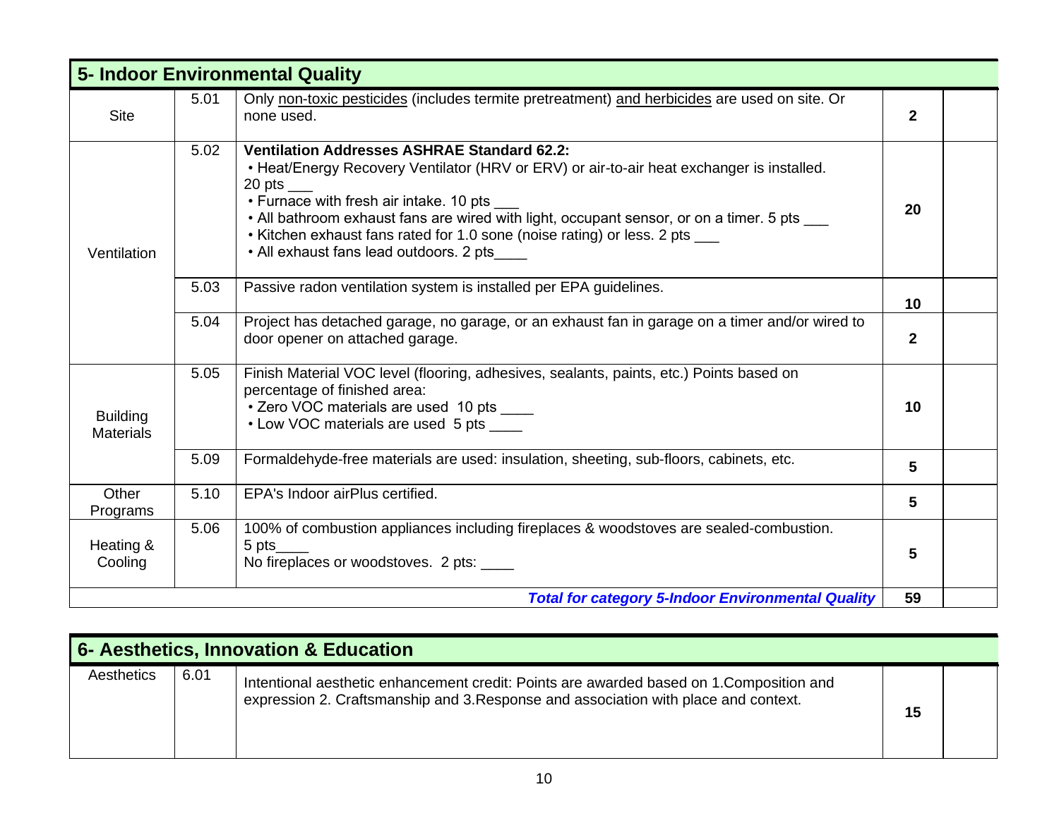## 5- Indoor Environmental Quality

| Category | No. | Description | Points | |
|---|---|---|---|---|
| Site | 5.01 | Only non-toxic pesticides (includes termite pretreatment) and herbicides are used on site. Or none used. | **2** | |
| Ventilation | 5.02 | **Ventilation Addresses ASHRAE Standard 62.2:**<br>• Heat/Energy Recovery Ventilator (HRV or ERV) or air-to-air heat exchanger is installed. 20 pts ___<br>• Furnace with fresh air intake. 10 pts ___<br>• All bathroom exhaust fans are wired with light, occupant sensor, or on a timer. 5 pts ___<br>• Kitchen exhaust fans rated for 1.0 sone (noise rating) or less. 2 pts ___<br>• All exhaust fans lead outdoors. 2 pts____ | **20** | |
| | 5.03 | Passive radon ventilation system is installed per EPA guidelines. | **10** | |
| | 5.04 | Project has detached garage, no garage, or an exhaust fan in garage on a timer and/or wired to door opener on attached garage. | **2** | |
| Building Materials | 5.05 | Finish Material VOC level (flooring, adhesives, sealants, paints, etc.) Points based on percentage of finished area:<br>• Zero VOC materials are used 10 pts ____<br>• Low VOC materials are used 5 pts ____ | **10** | |
| | 5.09 | Formaldehyde-free materials are used: insulation, sheeting, sub-floors, cabinets, etc. | **5** | |
| Other Programs | 5.10 | EPA's Indoor airPlus certified. | **5** | |
| Heating & Cooling | 5.06 | 100% of combustion appliances including fireplaces & woodstoves are sealed-combustion. 5 pts____<br>No fireplaces or woodstoves. 2 pts: ____ | **5** | |
| | | ***Total for category 5-Indoor Environmental Quality*** | **59** | |

## 6- Aesthetics, Innovation & Education

| Category | No. | Description | Points | |
|---|---|---|---|---|
| Aesthetics | 6.01 | Intentional aesthetic enhancement credit: Points are awarded based on 1.Composition and expression 2. Craftsmanship and 3.Response and association with place and context. | **15** | |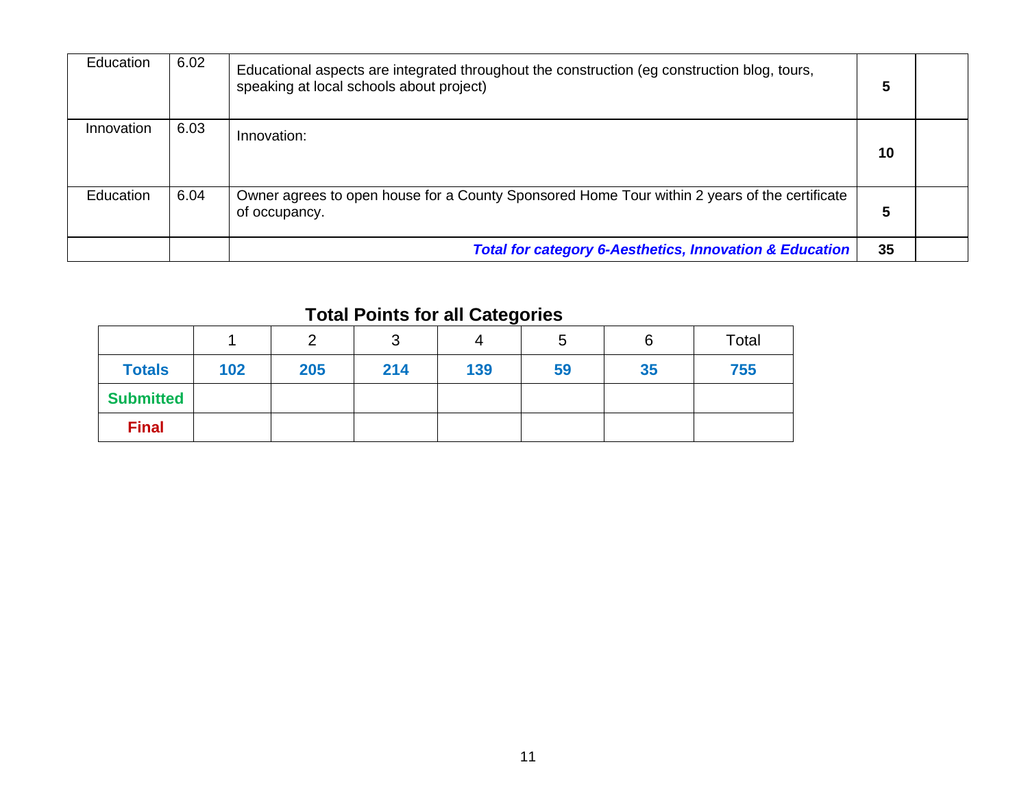| | | | | |
|---|---|---|---|---|
| Education | 6.02 | Educational aspects are integrated throughout the construction (eg construction blog, tours, speaking at local schools about project) | **5** | |
| Innovation | 6.03 | Innovation: | **10** | |
| Education | 6.04 | Owner agrees to open house for a County Sponsored Home Tour within 2 years of the certificate of occupancy. | **5** | |
| | | ***Total for category 6-Aesthetics, Innovation & Education*** | **35** | |

## Total Points for all Categories

| | 1 | 2 | 3 | 4 | 5 | 6 | Total |
|---|---|---|---|---|---|---|---|
| **Totals** | **102** | **205** | **214** | **139** | **59** | **35** | **755** |
| **Submitted** | | | | | | | |
| **Final** | | | | | | | |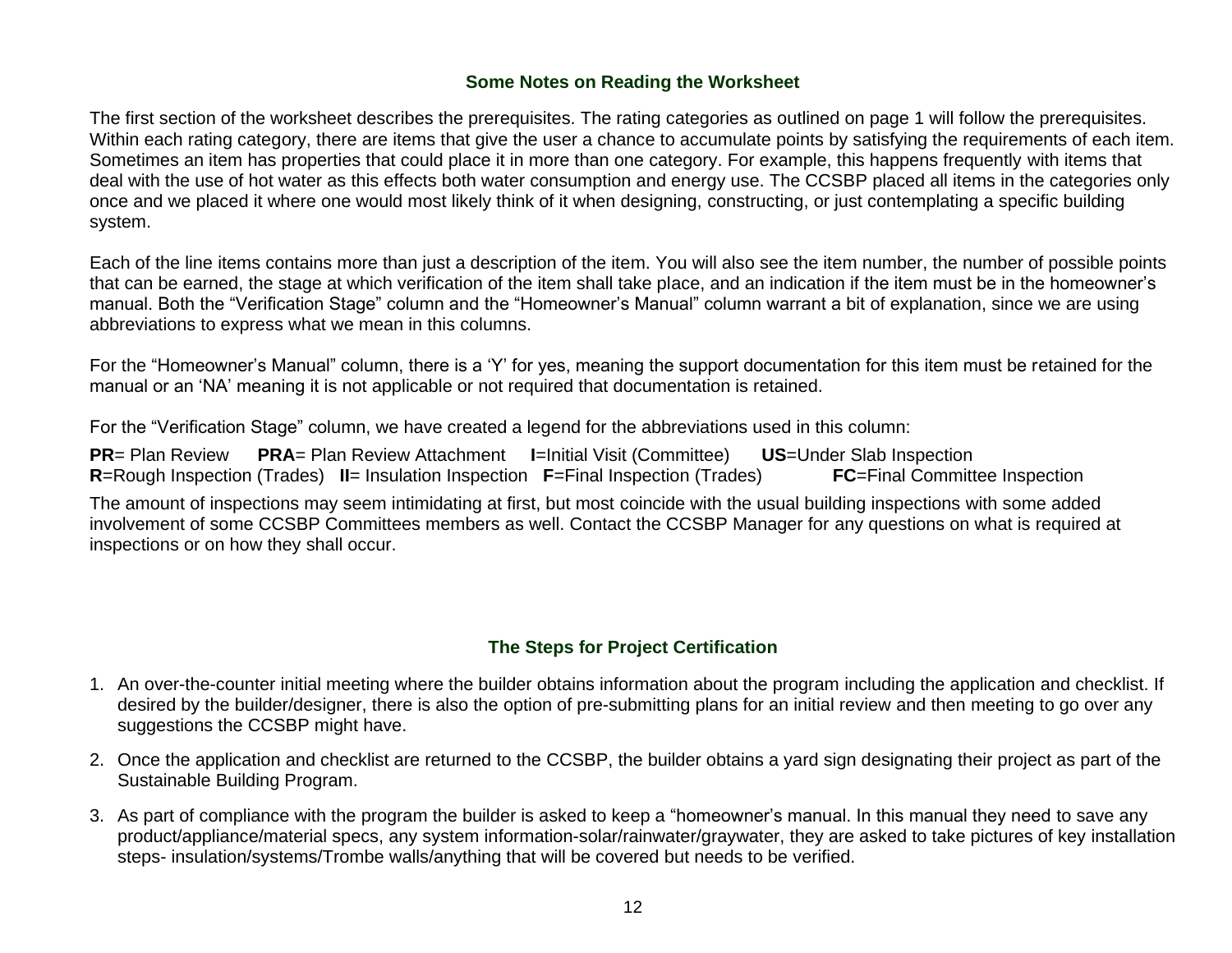## Some Notes on Reading the Worksheet

The first section of the worksheet describes the prerequisites. The rating categories as outlined on page 1 will follow the prerequisites. Within each rating category, there are items that give the user a chance to accumulate points by satisfying the requirements of each item. Sometimes an item has properties that could place it in more than one category. For example, this happens frequently with items that deal with the use of hot water as this effects both water consumption and energy use. The CCSBP placed all items in the categories only once and we placed it where one would most likely think of it when designing, constructing, or just contemplating a specific building system.

Each of the line items contains more than just a description of the item. You will also see the item number, the number of possible points that can be earned, the stage at which verification of the item shall take place, and an indication if the item must be in the homeowner's manual. Both the "Verification Stage" column and the "Homeowner's Manual" column warrant a bit of explanation, since we are using abbreviations to express what we mean in this columns.

For the "Homeowner's Manual" column, there is a 'Y' for yes, meaning the support documentation for this item must be retained for the manual or an 'NA' meaning it is not applicable or not required that documentation is retained.

For the "Verification Stage" column, we have created a legend for the abbreviations used in this column:

**PR**= Plan Review **PRA**= Plan Review Attachment **I**=Initial Visit (Committee) **US**=Under Slab Inspection
**R**=Rough Inspection (Trades) **II**= Insulation Inspection **F**=Final Inspection (Trades) **FC**=Final Committee Inspection

The amount of inspections may seem intimidating at first, but most coincide with the usual building inspections with some added involvement of some CCSBP Committees members as well. Contact the CCSBP Manager for any questions on what is required at inspections or on how they shall occur.

## The Steps for Project Certification

1. An over-the-counter initial meeting where the builder obtains information about the program including the application and checklist. If desired by the builder/designer, there is also the option of pre-submitting plans for an initial review and then meeting to go over any suggestions the CCSBP might have.
2. Once the application and checklist are returned to the CCSBP, the builder obtains a yard sign designating their project as part of the Sustainable Building Program.
3. As part of compliance with the program the builder is asked to keep a "homeowner's manual. In this manual they need to save any product/appliance/material specs, any system information-solar/rainwater/graywater, they are asked to take pictures of key installation steps- insulation/systems/Trombe walls/anything that will be covered but needs to be verified.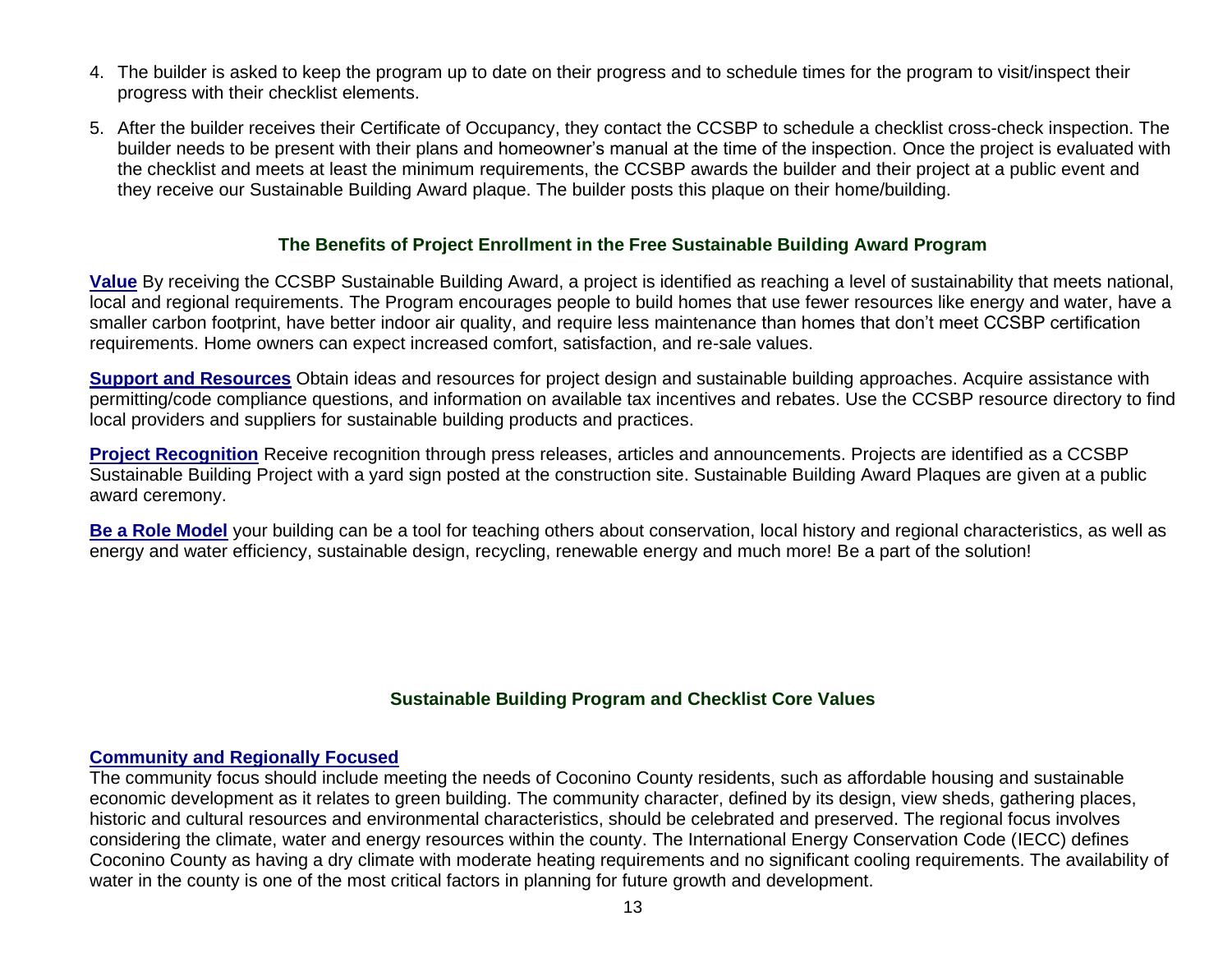4. The builder is asked to keep the program up to date on their progress and to schedule times for the program to visit/inspect their progress with their checklist elements.

5. After the builder receives their Certificate of Occupancy, they contact the CCSBP to schedule a checklist cross-check inspection. The builder needs to be present with their plans and homeowner's manual at the time of the inspection. Once the project is evaluated with the checklist and meets at least the minimum requirements, the CCSBP awards the builder and their project at a public event and they receive our Sustainable Building Award plaque. The builder posts this plaque on their home/building.

## The Benefits of Project Enrollment in the Free Sustainable Building Award Program

**Value** By receiving the CCSBP Sustainable Building Award, a project is identified as reaching a level of sustainability that meets national, local and regional requirements. The Program encourages people to build homes that use fewer resources like energy and water, have a smaller carbon footprint, have better indoor air quality, and require less maintenance than homes that don't meet CCSBP certification requirements. Home owners can expect increased comfort, satisfaction, and re-sale values.

**Support and Resources** Obtain ideas and resources for project design and sustainable building approaches. Acquire assistance with permitting/code compliance questions, and information on available tax incentives and rebates. Use the CCSBP resource directory to find local providers and suppliers for sustainable building products and practices.

**Project Recognition** Receive recognition through press releases, articles and announcements. Projects are identified as a CCSBP Sustainable Building Project with a yard sign posted at the construction site. Sustainable Building Award Plaques are given at a public award ceremony.

**Be a Role Model** your building can be a tool for teaching others about conservation, local history and regional characteristics, as well as energy and water efficiency, sustainable design, recycling, renewable energy and much more! Be a part of the solution!

## Sustainable Building Program and Checklist Core Values

### Community and Regionally Focused

The community focus should include meeting the needs of Coconino County residents, such as affordable housing and sustainable economic development as it relates to green building. The community character, defined by its design, view sheds, gathering places, historic and cultural resources and environmental characteristics, should be celebrated and preserved. The regional focus involves considering the climate, water and energy resources within the county. The International Energy Conservation Code (IECC) defines Coconino County as having a dry climate with moderate heating requirements and no significant cooling requirements. The availability of water in the county is one of the most critical factors in planning for future growth and development.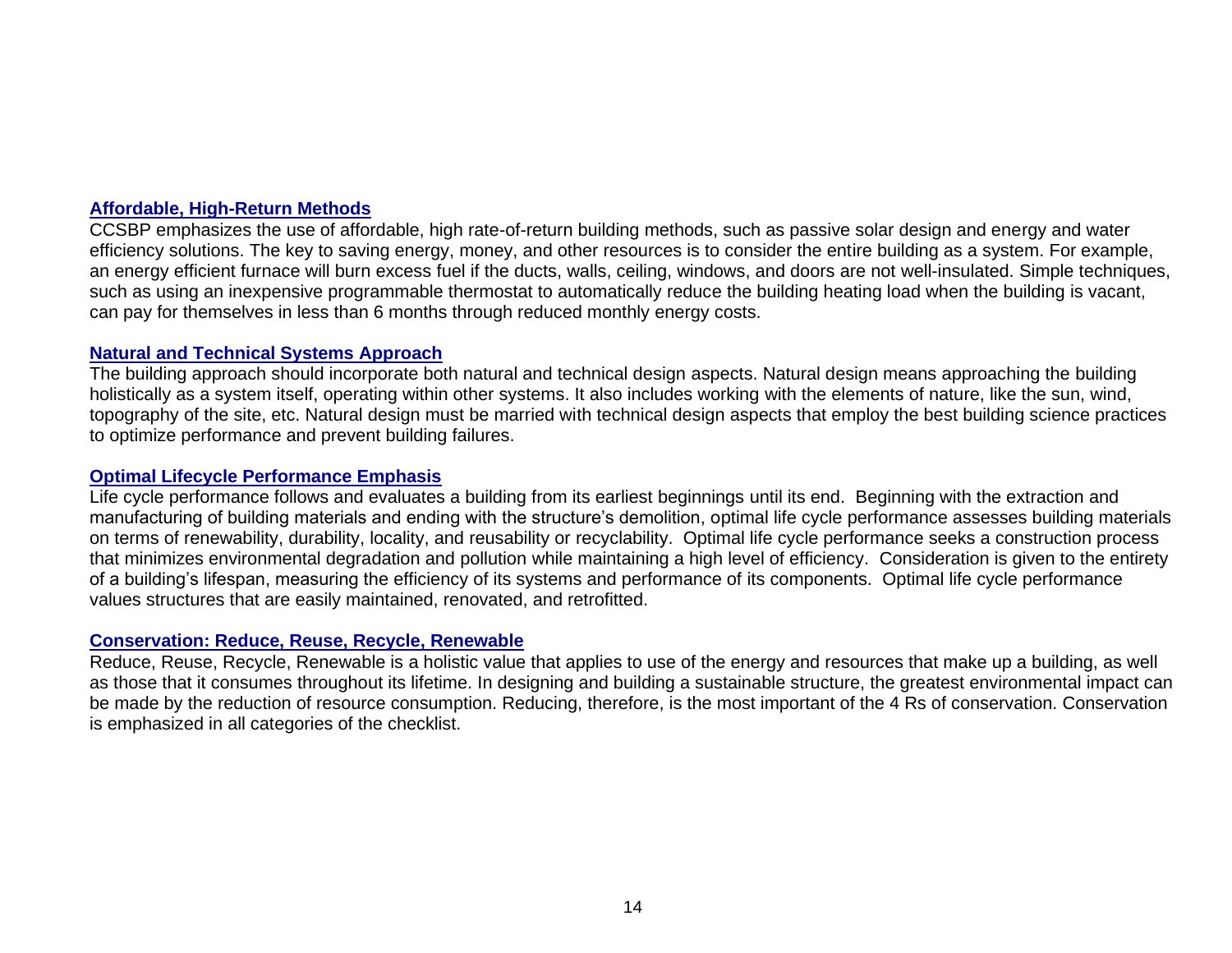## Affordable, High-Return Methods

CCSBP emphasizes the use of affordable, high rate-of-return building methods, such as passive solar design and energy and water efficiency solutions. The key to saving energy, money, and other resources is to consider the entire building as a system. For example, an energy efficient furnace will burn excess fuel if the ducts, walls, ceiling, windows, and doors are not well-insulated. Simple techniques, such as using an inexpensive programmable thermostat to automatically reduce the building heating load when the building is vacant, can pay for themselves in less than 6 months through reduced monthly energy costs.

## Natural and Technical Systems Approach

The building approach should incorporate both natural and technical design aspects. Natural design means approaching the building holistically as a system itself, operating within other systems. It also includes working with the elements of nature, like the sun, wind, topography of the site, etc. Natural design must be married with technical design aspects that employ the best building science practices to optimize performance and prevent building failures.

## Optimal Lifecycle Performance Emphasis

Life cycle performance follows and evaluates a building from its earliest beginnings until its end. Beginning with the extraction and manufacturing of building materials and ending with the structure's demolition, optimal life cycle performance assesses building materials on terms of renewability, durability, locality, and reusability or recyclability. Optimal life cycle performance seeks a construction process that minimizes environmental degradation and pollution while maintaining a high level of efficiency. Consideration is given to the entirety of a building's lifespan, measuring the efficiency of its systems and performance of its components. Optimal life cycle performance values structures that are easily maintained, renovated, and retrofitted.

## Conservation: Reduce, Reuse, Recycle, Renewable

Reduce, Reuse, Recycle, Renewable is a holistic value that applies to use of the energy and resources that make up a building, as well as those that it consumes throughout its lifetime. In designing and building a sustainable structure, the greatest environmental impact can be made by the reduction of resource consumption. Reducing, therefore, is the most important of the 4 Rs of conservation. Conservation is emphasized in all categories of the checklist.